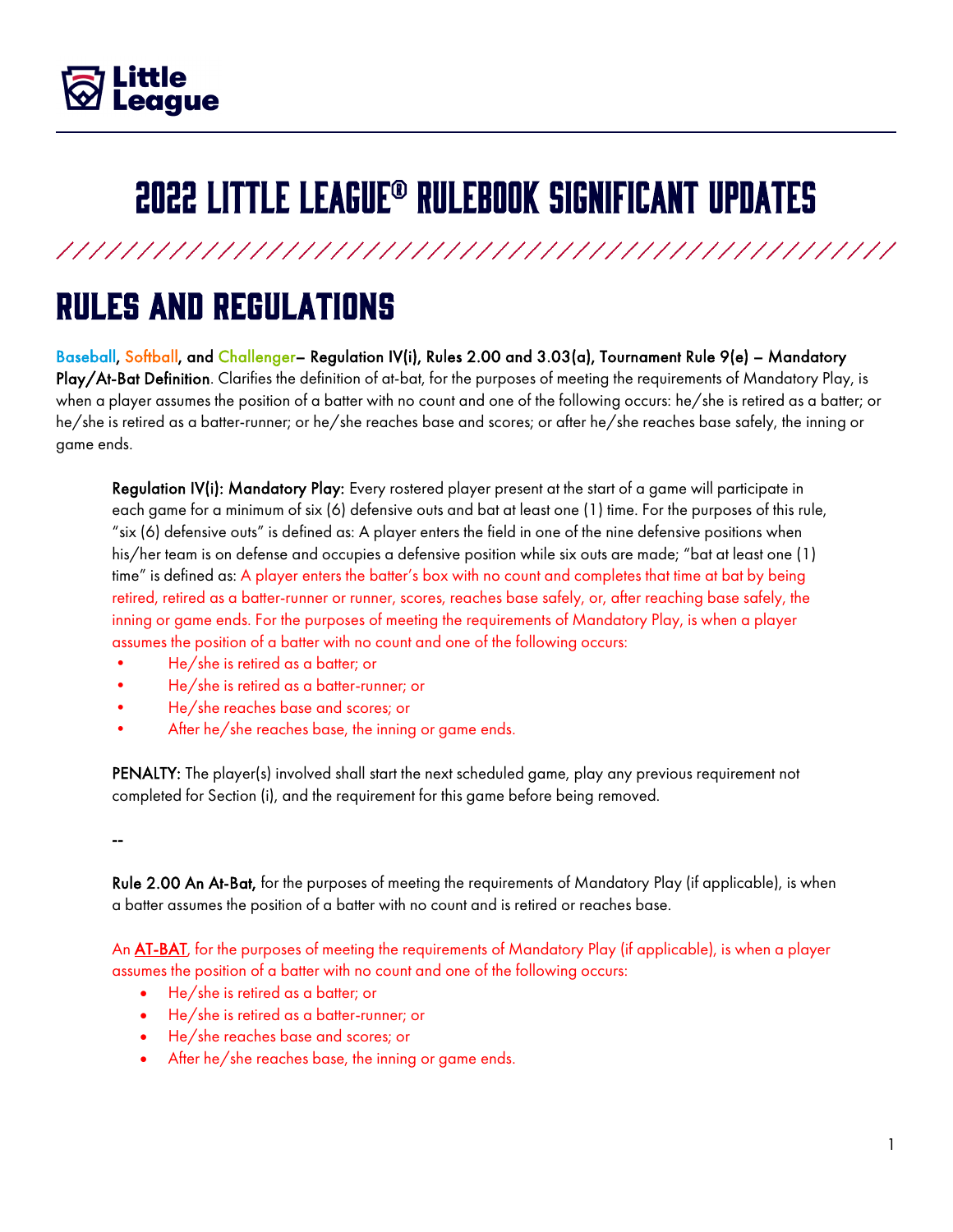# 2022 LITTLE LEAGUE® RULEBOOK SIGNIFICANT UPDATES

## RULES AND REGULATIONS

**Baseball, Softball, and Challenger– Regulation IV(i), Rules 2.00 and 3.03(a), Tournament Rule 9(e) – Mandatory Play/At-Bat Definition**. Clarifies the definition of at-bat, for the purposes of meeting the requirements of Mandatory Play, is when a player assumes the position of a batter with no count and one of the following occurs: he/she is retired as a batter; or he/she is retired as a batter-runner; or he/she reaches base and scores; or after he/she reaches base safely, the inning or game ends.

> **Regulation IV(i): Mandatory Play:** Every rostered player present at the start of a game will participate in each game for a minimum of six (6) defensive outs and bat at least one (1) time. For the purposes of this rule, "six (6) defensive outs" is defined as: A player enters the field in one of the nine defensive positions when his/her team is on defense and occupies a defensive position while six outs are made; "bat at least one (1) time" is defined as: A player enters the batter's box with no count and completes that time at bat by being retired, retired as a batter-runner or runner, scores, reaches base safely, or, after reaching base safely, the inning or game ends. For the purposes of meeting the requirements of Mandatory Play, is when a player assumes the position of a batter with no count and one of the following occurs:
>
> - He/she is retired as a batter; or
> - He/she is retired as a batter-runner; or
> - He/she reaches base and scores; or
> - After he/she reaches base, the inning or game ends.
>
> **PENALTY:** The player(s) involved shall start the next scheduled game, play any previous requirement not completed for Section (i), and the requirement for this game before being removed.
>
> --
>
> **Rule 2.00 An At-Bat,** for the purposes of meeting the requirements of Mandatory Play (if applicable), is when a batter assumes the position of a batter with no count and is retired or reaches base.
>
> An AT-BAT, for the purposes of meeting the requirements of Mandatory Play (if applicable), is when a player assumes the position of a batter with no count and one of the following occurs:
>
> - He/she is retired as a batter; or
> - He/she is retired as a batter-runner; or
> - He/she reaches base and scores; or
> - After he/she reaches base, the inning or game ends.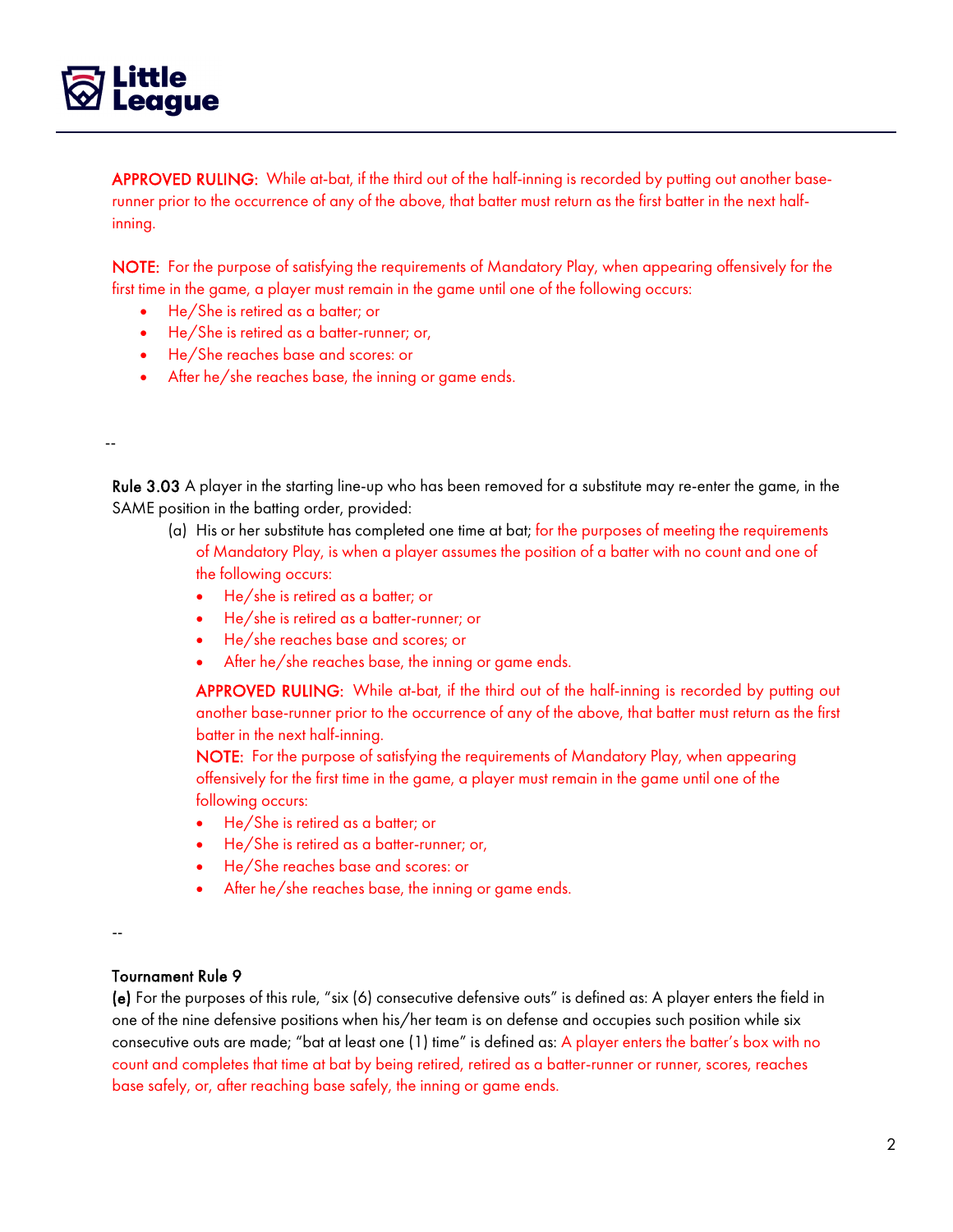**APPROVED RULING:** While at-bat, if the third out of the half-inning is recorded by putting out another base-runner prior to the occurrence of any of the above, that batter must return as the first batter in the next half-inning.

**NOTE:** For the purpose of satisfying the requirements of Mandatory Play, when appearing offensively for the first time in the game, a player must remain in the game until one of the following occurs:

- He/She is retired as a batter; or
- He/She is retired as a batter-runner; or,
- He/She reaches base and scores: or
- After he/she reaches base, the inning or game ends.

--

**Rule 3.03** A player in the starting line-up who has been removed for a substitute may re-enter the game, in the SAME position in the batting order, provided:

(a) His or her substitute has completed one time at bat; for the purposes of meeting the requirements of Mandatory Play, is when a player assumes the position of a batter with no count and one of the following occurs:

- He/she is retired as a batter; or
- He/she is retired as a batter-runner; or
- He/she reaches base and scores; or
- After he/she reaches base, the inning or game ends.

**APPROVED RULING:** While at-bat, if the third out of the half-inning is recorded by putting out another base-runner prior to the occurrence of any of the above, that batter must return as the first batter in the next half-inning.

**NOTE:** For the purpose of satisfying the requirements of Mandatory Play, when appearing offensively for the first time in the game, a player must remain in the game until one of the following occurs:

- He/She is retired as a batter; or
- He/She is retired as a batter-runner; or,
- He/She reaches base and scores: or
- After he/she reaches base, the inning or game ends.

--

**Tournament Rule 9**

**(e)** For the purposes of this rule, "six (6) consecutive defensive outs" is defined as: A player enters the field in one of the nine defensive positions when his/her team is on defense and occupies such position while six consecutive outs are made; "bat at least one (1) time" is defined as: A player enters the batter's box with no count and completes that time at bat by being retired, retired as a batter-runner or runner, scores, reaches base safely, or, after reaching base safely, the inning or game ends.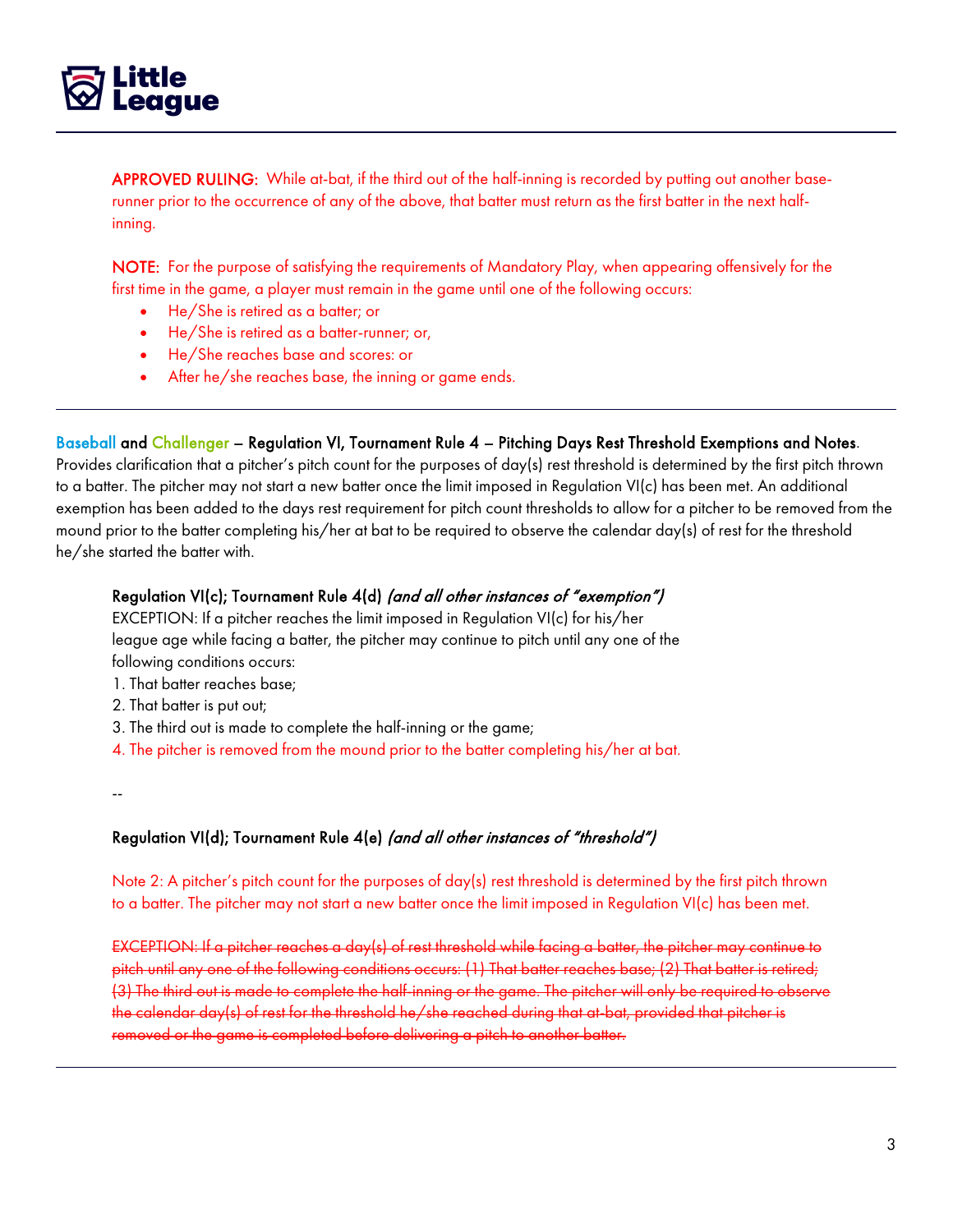**APPROVED RULING:** While at-bat, if the third out of the half-inning is recorded by putting out another base-runner prior to the occurrence of any of the above, that batter must return as the first batter in the next half-inning.

**NOTE:** For the purpose of satisfying the requirements of Mandatory Play, when appearing offensively for the first time in the game, a player must remain in the game until one of the following occurs:

- He/She is retired as a batter; or
- He/She is retired as a batter-runner; or,
- He/She reaches base and scores: or
- After he/she reaches base, the inning or game ends.

---

**Baseball and Challenger – Regulation VI, Tournament Rule 4 – Pitching Days Rest Threshold Exemptions and Notes**. Provides clarification that a pitcher's pitch count for the purposes of day(s) rest threshold is determined by the first pitch thrown to a batter. The pitcher may not start a new batter once the limit imposed in Regulation VI(c) has been met. An additional exemption has been added to the days rest requirement for pitch count thresholds to allow for a pitcher to be removed from the mound prior to the batter completing his/her at bat to be required to observe the calendar day(s) of rest for the threshold he/she started the batter with.

**Regulation VI(c); Tournament Rule 4(d)** *(and all other instances of "exemption")*

EXCEPTION: If a pitcher reaches the limit imposed in Regulation VI(c) for his/her league age while facing a batter, the pitcher may continue to pitch until any one of the following conditions occurs:

1. That batter reaches base;
2. That batter is put out;
3. The third out is made to complete the half-inning or the game;
4. The pitcher is removed from the mound prior to the batter completing his/her at bat.

--

**Regulation VI(d); Tournament Rule 4(e)** *(and all other instances of "threshold")*

Note 2: A pitcher's pitch count for the purposes of day(s) rest threshold is determined by the first pitch thrown to a batter. The pitcher may not start a new batter once the limit imposed in Regulation VI(c) has been met.

~~EXCEPTION: If a pitcher reaches a day(s) of rest threshold while facing a batter, the pitcher may continue to pitch until any one of the following conditions occurs: (1) That batter reaches base; (2) That batter is retired; (3) The third out is made to complete the half-inning or the game. The pitcher will only be required to observe the calendar day(s) of rest for the threshold he/she reached during that at-bat, provided that pitcher is removed or the game is completed before delivering a pitch to another batter.~~

---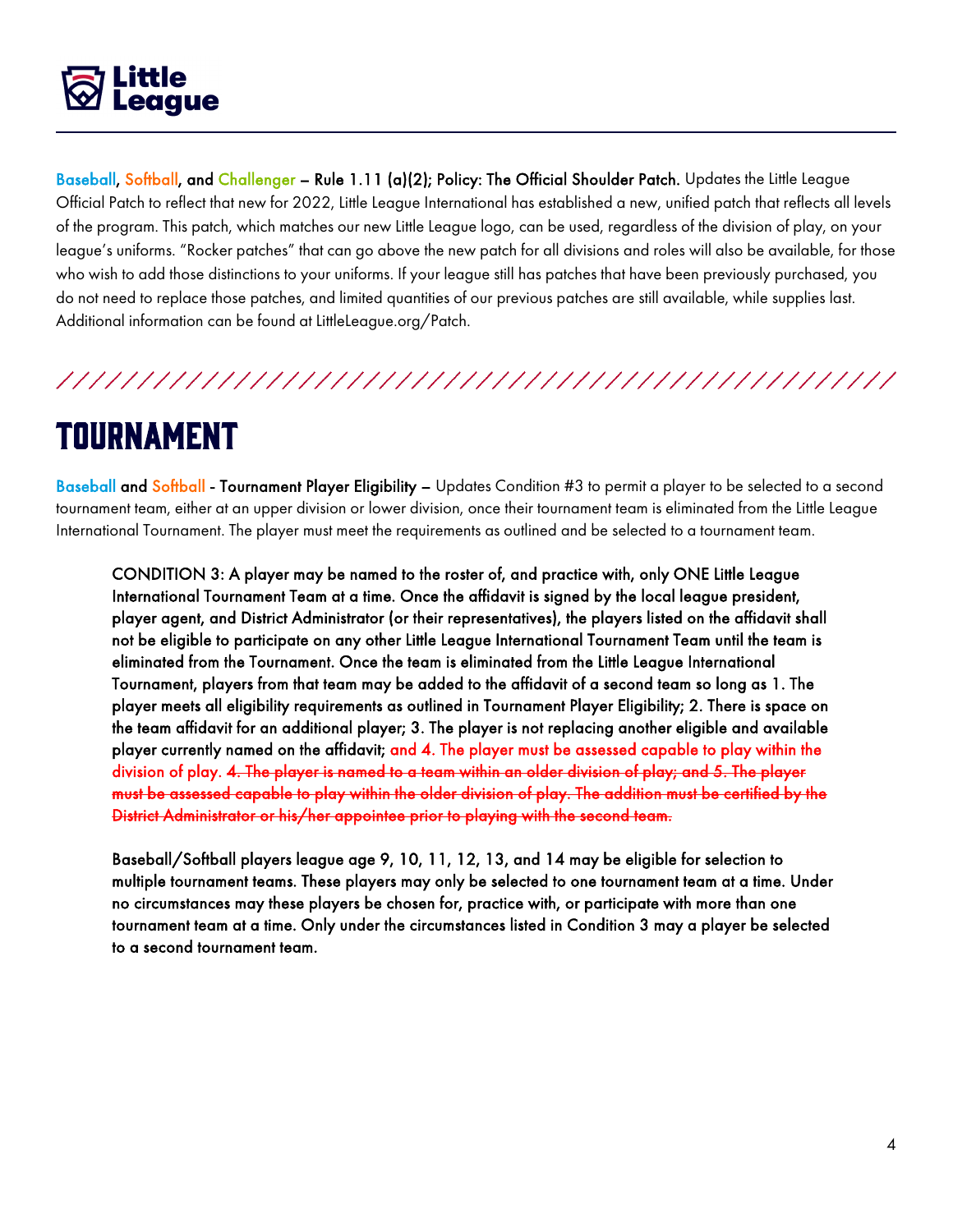**Baseball, Softball, and Challenger – Rule 1.11 (a)(2); Policy: The Official Shoulder Patch.** Updates the Little League Official Patch to reflect that new for 2022, Little League International has established a new, unified patch that reflects all levels of the program. This patch, which matches our new Little League logo, can be used, regardless of the division of play, on your league's uniforms. "Rocker patches" that can go above the new patch for all divisions and roles will also be available, for those who wish to add those distinctions to your uniforms. If your league still has patches that have been previously purchased, you do not need to replace those patches, and limited quantities of our previous patches are still available, while supplies last. Additional information can be found at LittleLeague.org/Patch.

# TOURNAMENT

**Baseball and Softball - Tournament Player Eligibility –** Updates Condition #3 to permit a player to be selected to a second tournament team, either at an upper division or lower division, once their tournament team is eliminated from the Little League International Tournament. The player must meet the requirements as outlined and be selected to a tournament team.

> CONDITION 3: A player may be named to the roster of, and practice with, only ONE Little League International Tournament Team at a time. Once the affidavit is signed by the local league president, player agent, and District Administrator (or their representatives), the players listed on the affidavit shall not be eligible to participate on any other Little League International Tournament Team until the team is eliminated from the Tournament. Once the team is eliminated from the Little League International Tournament, players from that team may be added to the affidavit of a second team so long as 1. The player meets all eligibility requirements as outlined in Tournament Player Eligibility; 2. There is space on the team affidavit for an additional player; 3. The player is not replacing another eligible and available player currently named on the affidavit; and 4. The player must be assessed capable to play within the division of play. ~~4. The player is named to a team within an older division of play; and 5. The player must be assessed capable to play within the older division of play. The addition must be certified by the District Administrator or his/her appointee prior to playing with the second team.~~
>
> Baseball/Softball players league age 9, 10, 11, 12, 13, and 14 may be eligible for selection to multiple tournament teams. These players may only be selected to one tournament team at a time. Under no circumstances may these players be chosen for, practice with, or participate with more than one tournament team at a time. Only under the circumstances listed in Condition 3 may a player be selected to a second tournament team.